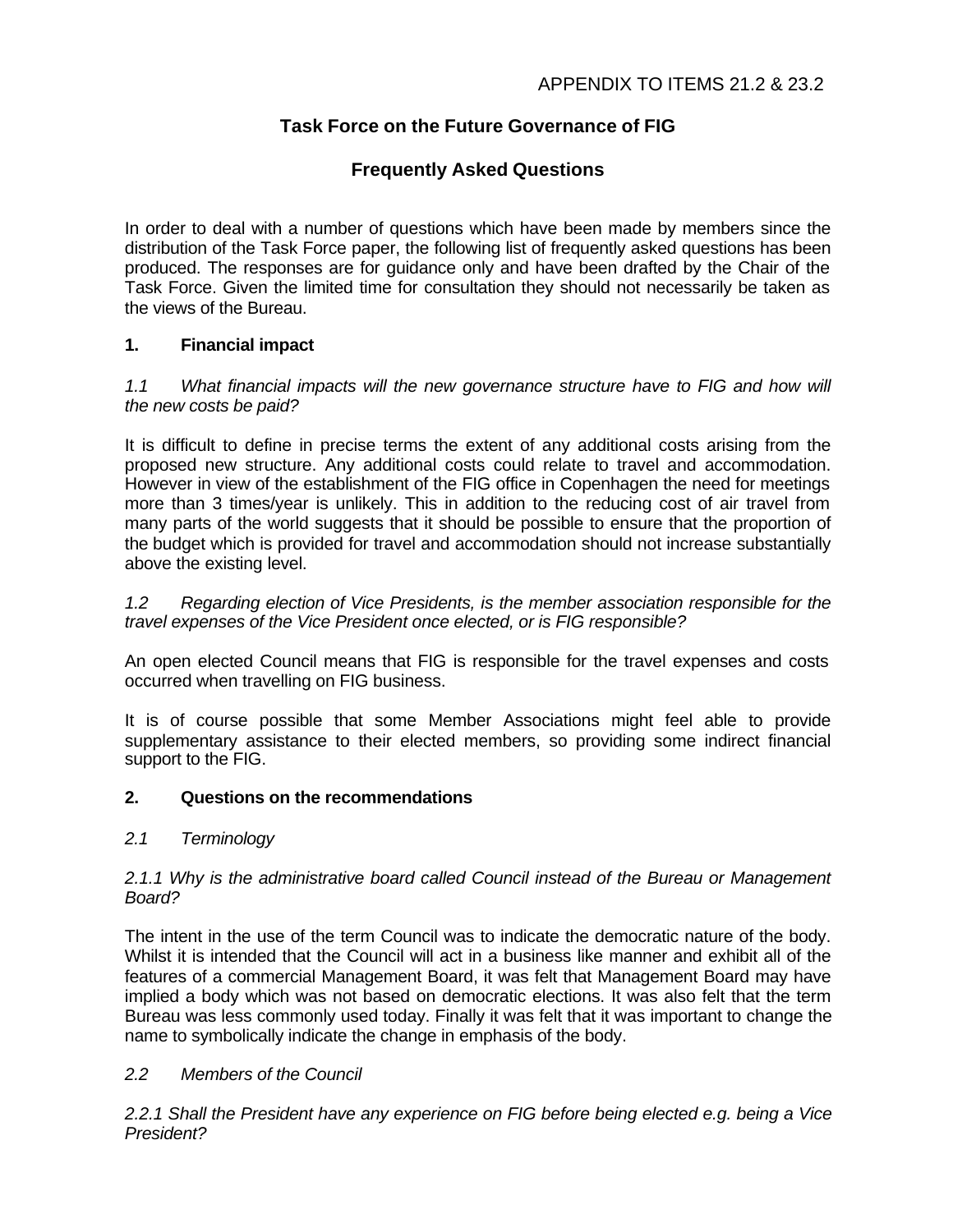APPENDIX TO ITEMS 21.2 & 23.2

# Task Force on the Future Governance of FIG

## Frequently Asked Questions

In order to deal with a number of questions which have been made by members since the distribution of the Task Force paper, the following list of frequently asked questions has been produced. The responses are for guidance only and have been drafted by the Chair of the Task Force. Given the limited time for consultation they should not necessarily be taken as the views of the Bureau.

### 1. Financial impact

*1.1 What financial impacts will the new governance structure have to FIG and how will the new costs be paid?*

It is difficult to define in precise terms the extent of any additional costs arising from the proposed new structure. Any additional costs could relate to travel and accommodation. However in view of the establishment of the FIG office in Copenhagen the need for meetings more than 3 times/year is unlikely. This in addition to the reducing cost of air travel from many parts of the world suggests that it should be possible to ensure that the proportion of the budget which is provided for travel and accommodation should not increase substantially above the existing level.

*1.2 Regarding election of Vice Presidents, is the member association responsible for the travel expenses of the Vice President once elected, or is FIG responsible?*

An open elected Council means that FIG is responsible for the travel expenses and costs occurred when travelling on FIG business.

It is of course possible that some Member Associations might feel able to provide supplementary assistance to their elected members, so providing some indirect financial support to the FIG.

### 2. Questions on the recommendations

*2.1 Terminology*

*2.1.1 Why is the administrative board called Council instead of the Bureau or Management Board?*

The intent in the use of the term Council was to indicate the democratic nature of the body. Whilst it is intended that the Council will act in a business like manner and exhibit all of the features of a commercial Management Board, it was felt that Management Board may have implied a body which was not based on democratic elections. It was also felt that the term Bureau was less commonly used today. Finally it was felt that it was important to change the name to symbolically indicate the change in emphasis of the body.

*2.2 Members of the Council*

*2.2.1 Shall the President have any experience on FIG before being elected e.g. being a Vice President?*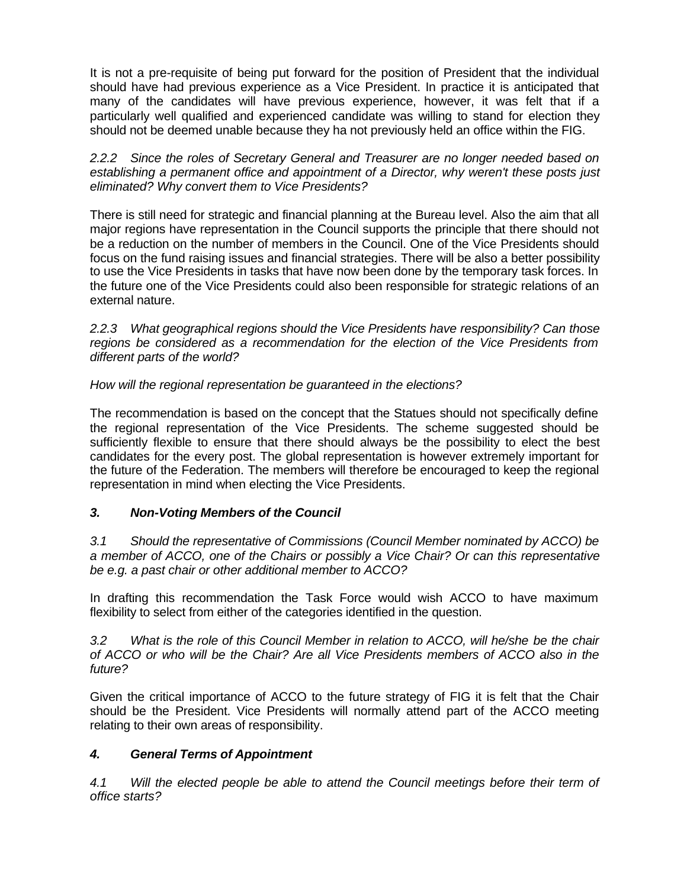It is not a pre-requisite of being put forward for the position of President that the individual should have had previous experience as a Vice President. In practice it is anticipated that many of the candidates will have previous experience, however, it was felt that if a particularly well qualified and experienced candidate was willing to stand for election they should not be deemed unable because they ha not previously held an office within the FIG.

*2.2.2 Since the roles of Secretary General and Treasurer are no longer needed based on establishing a permanent office and appointment of a Director, why weren't these posts just eliminated? Why convert them to Vice Presidents?*

There is still need for strategic and financial planning at the Bureau level. Also the aim that all major regions have representation in the Council supports the principle that there should not be a reduction on the number of members in the Council. One of the Vice Presidents should focus on the fund raising issues and financial strategies. There will be also a better possibility to use the Vice Presidents in tasks that have now been done by the temporary task forces. In the future one of the Vice Presidents could also been responsible for strategic relations of an external nature.

*2.2.3 What geographical regions should the Vice Presidents have responsibility? Can those regions be considered as a recommendation for the election of the Vice Presidents from different parts of the world?*

*How will the regional representation be guaranteed in the elections?*

The recommendation is based on the concept that the Statues should not specifically define the regional representation of the Vice Presidents. The scheme suggested should be sufficiently flexible to ensure that there should always be the possibility to elect the best candidates for the every post. The global representation is however extremely important for the future of the Federation. The members will therefore be encouraged to keep the regional representation in mind when electing the Vice Presidents.

### *3. Non-Voting Members of the Council*

*3.1 Should the representative of Commissions (Council Member nominated by ACCO) be a member of ACCO, one of the Chairs or possibly a Vice Chair? Or can this representative be e.g. a past chair or other additional member to ACCO?*

In drafting this recommendation the Task Force would wish ACCO to have maximum flexibility to select from either of the categories identified in the question.

*3.2 What is the role of this Council Member in relation to ACCO, will he/she be the chair of ACCO or who will be the Chair? Are all Vice Presidents members of ACCO also in the future?*

Given the critical importance of ACCO to the future strategy of FIG it is felt that the Chair should be the President. Vice Presidents will normally attend part of the ACCO meeting relating to their own areas of responsibility.

### *4. General Terms of Appointment*

*4.1 Will the elected people be able to attend the Council meetings before their term of office starts?*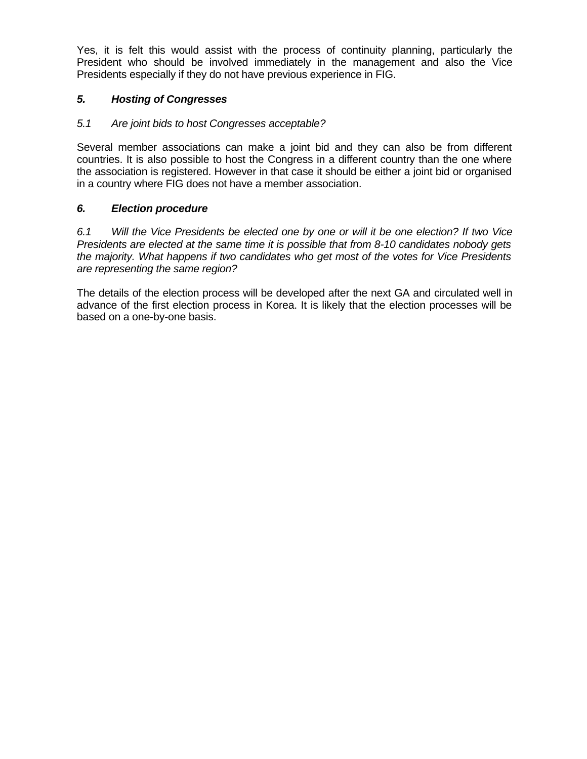Yes, it is felt this would assist with the process of continuity planning, particularly the President who should be involved immediately in the management and also the Vice Presidents especially if they do not have previous experience in FIG.

### ***5. Hosting of Congresses***

*5.1 Are joint bids to host Congresses acceptable?*

Several member associations can make a joint bid and they can also be from different countries. It is also possible to host the Congress in a different country than the one where the association is registered. However in that case it should be either a joint bid or organised in a country where FIG does not have a member association.

### ***6. Election procedure***

*6.1 Will the Vice Presidents be elected one by one or will it be one election? If two Vice Presidents are elected at the same time it is possible that from 8-10 candidates nobody gets the majority. What happens if two candidates who get most of the votes for Vice Presidents are representing the same region?*

The details of the election process will be developed after the next GA and circulated well in advance of the first election process in Korea. It is likely that the election processes will be based on a one-by-one basis.